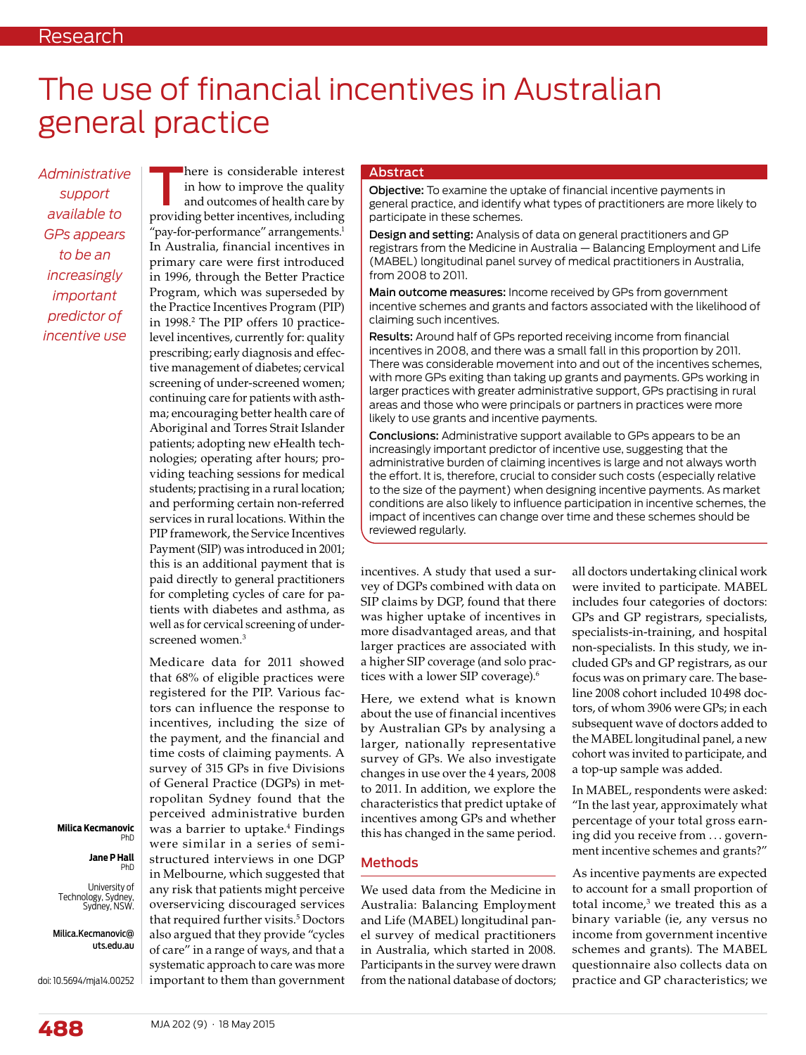# The use of financial incentives in Australian general practice

*Administrative support available to GPs appears to be an increasingly important predictor of incentive use*

**Milica Kecmanovic** PhD

**Jane P Hall** PhD

University of Technology, Sydney, Sydney, NSW.

**Milica.Kecmanovic@uts.edu.au**

doi: 10.5694/mja14.00252

## Abstract

**Objective:** To examine the uptake of financial incentive payments in general practice, and identify what types of practitioners are more likely to participate in these schemes.

**Design and setting:** Analysis of data on general practitioners and GP registrars from the Medicine in Australia — Balancing Employment and Life (MABEL) longitudinal panel survey of medical practitioners in Australia, from 2008 to 2011.

**Main outcome measures:** Income received by GPs from government incentive schemes and grants and factors associated with the likelihood of claiming such incentives.

**Results:** Around half of GPs reported receiving income from financial incentives in 2008, and there was a small fall in this proportion by 2011. There was considerable movement into and out of the incentives schemes, with more GPs exiting than taking up grants and payments. GPs working in larger practices with greater administrative support, GPs practising in rural areas and those who were principals or partners in practices were more likely to use grants and incentive payments.

**Conclusions:** Administrative support available to GPs appears to be an increasingly important predictor of incentive use, suggesting that the administrative burden of claiming incentives is large and not always worth the effort. It is, therefore, crucial to consider such costs (especially relative to the size of the payment) when designing incentive payments. As market conditions are also likely to influence participation in incentive schemes, the impact of incentives can change over time and these schemes should be reviewed regularly.

There is considerable interest in how to improve the quality and outcomes of health care by providing better incentives, including "pay-for-performance" arrangements.[1] In Australia, financial incentives in primary care were first introduced in 1996, through the Better Practice Program, which was superseded by the Practice Incentives Program (PIP) in 1998.[2] The PIP offers 10 practice-level incentives, currently for: quality prescribing; early diagnosis and effective management of diabetes; cervical screening of under-screened women; continuing care for patients with asthma; encouraging better health care of Aboriginal and Torres Strait Islander patients; adopting new eHealth technologies; operating after hours; providing teaching sessions for medical students; practising in a rural location; and performing certain non-referred services in rural locations. Within the PIP framework, the Service Incentives Payment (SIP) was introduced in 2001; this is an additional payment that is paid directly to general practitioners for completing cycles of care for patients with diabetes and asthma, as well as for cervical screening of under-screened women.[3]

Medicare data for 2011 showed that 68% of eligible practices were registered for the PIP. Various factors can influence the response to incentives, including the size of the payment, and the financial and time costs of claiming payments. A survey of 315 GPs in five Divisions of General Practice (DGPs) in metropolitan Sydney found that the perceived administrative burden was a barrier to uptake.[4] Findings were similar in a series of semi-structured interviews in one DGP in Melbourne, which suggested that any risk that patients might perceive overservicing discouraged services that required further visits.[5] Doctors also argued that they provide "cycles of care" in a range of ways, and that a systematic approach to care was more important to them than government incentives. A study that used a survey of DGPs combined with data on SIP claims by DGP, found that there was higher uptake of incentives in more disadvantaged areas, and that larger practices are associated with a higher SIP coverage (and solo practices with a lower SIP coverage).[6]

Here, we extend what is known about the use of financial incentives by Australian GPs by analysing a larger, nationally representative survey of GPs. We also investigate changes in use over the 4 years, 2008 to 2011. In addition, we explore the characteristics that predict uptake of incentives among GPs and whether this has changed in the same period.

## Methods

We used data from the Medicine in Australia: Balancing Employment and Life (MABEL) longitudinal panel survey of medical practitioners in Australia, which started in 2008. Participants in the survey were drawn from the national database of doctors; all doctors undertaking clinical work were invited to participate. MABEL includes four categories of doctors: GPs and GP registrars, specialists, specialists-in-training, and hospital non-specialists. In this study, we included GPs and GP registrars, as our focus was on primary care. The baseline 2008 cohort included 10 498 doctors, of whom 3906 were GPs; in each subsequent wave of doctors added to the MABEL longitudinal panel, a new cohort was invited to participate, and a top-up sample was added.

In MABEL, respondents were asked: "In the last year, approximately what percentage of your total gross earning did you receive from ... government incentive schemes and grants?"

As incentive payments are expected to account for a small proportion of total income,[3] we treated this as a binary variable (ie, any versus no income from government incentive schemes and grants). The MABEL questionnaire also collects data on practice and GP characteristics; we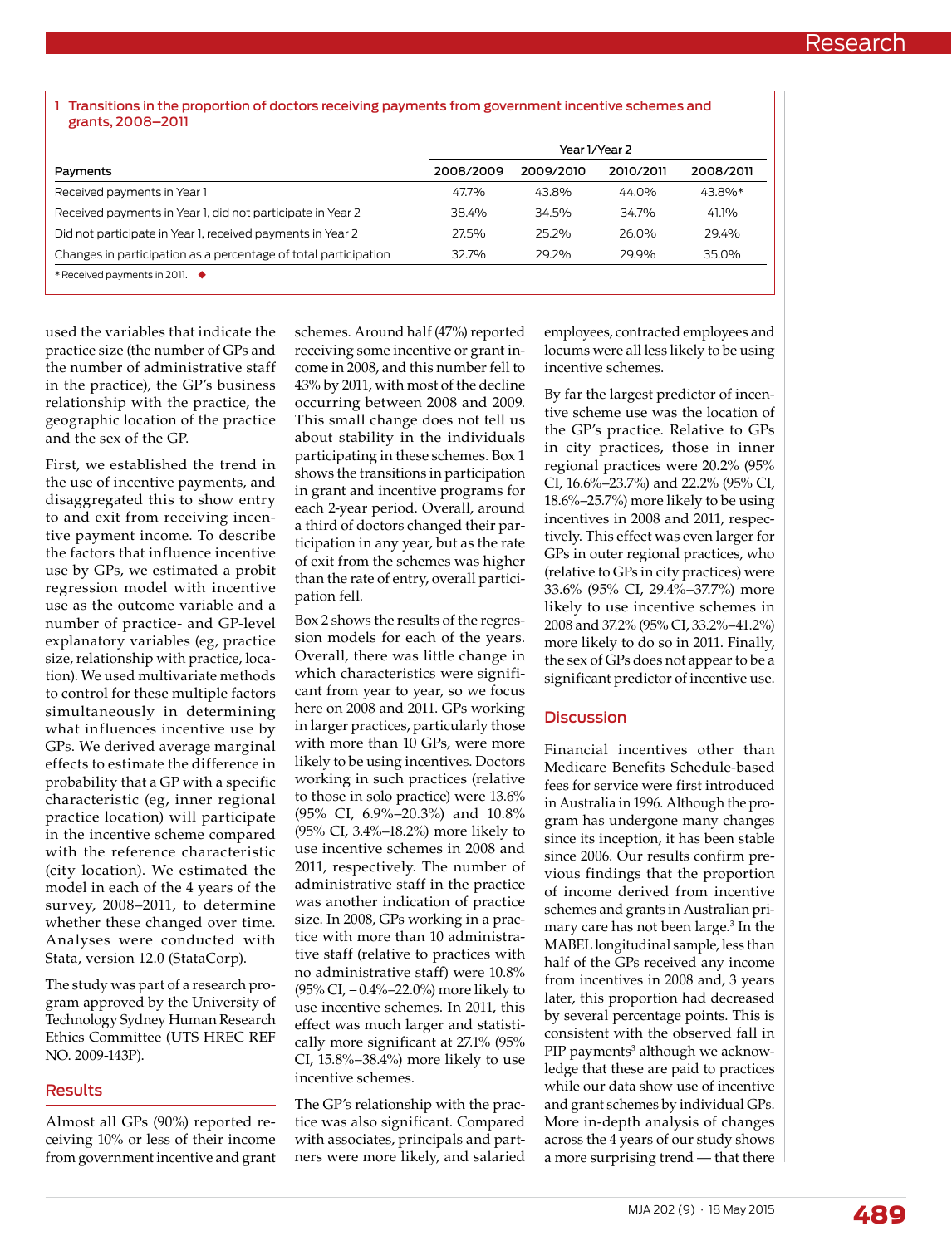**1 Transitions in the proportion of doctors receiving payments from government incentive schemes and grants, 2008–2011**

| | Year 1/Year 2 | | | |
|---|---|---|---|---|
| Payments | 2008/2009 | 2009/2010 | 2010/2011 | 2008/2011 |
| Received payments in Year 1 | 47.7% | 43.8% | 44.0% | 43.8%* |
| Received payments in Year 1, did not participate in Year 2 | 38.4% | 34.5% | 34.7% | 41.1% |
| Did not participate in Year 1, received payments in Year 2 | 27.5% | 25.2% | 26.0% | 29.4% |
| Changes in participation as a percentage of total participation | 32.7% | 29.2% | 29.9% | 35.0% |

* Received payments in 2011. ◆

used the variables that indicate the practice size (the number of GPs and the number of administrative staff in the practice), the GP's business relationship with the practice, the geographic location of the practice and the sex of the GP.

First, we established the trend in the use of incentive payments, and disaggregated this to show entry to and exit from receiving incentive payment income. To describe the factors that influence incentive use by GPs, we estimated a probit regression model with incentive use as the outcome variable and a number of practice- and GP-level explanatory variables (eg, practice size, relationship with practice, location). We used multivariate methods to control for these multiple factors simultaneously in determining what influences incentive use by GPs. We derived average marginal effects to estimate the difference in probability that a GP with a specific characteristic (eg, inner regional practice location) will participate in the incentive scheme compared with the reference characteristic (city location). We estimated the model in each of the 4 years of the survey, 2008–2011, to determine whether these changed over time. Analyses were conducted with Stata, version 12.0 (StataCorp).

The study was part of a research program approved by the University of Technology Sydney Human Research Ethics Committee (UTS HREC REF NO. 2009-143P).

## Results

Almost all GPs (90%) reported receiving 10% or less of their income from government incentive and grant schemes. Around half (47%) reported receiving some incentive or grant income in 2008, and this number fell to 43% by 2011, with most of the decline occurring between 2008 and 2009. This small change does not tell us about stability in the individuals participating in these schemes. Box 1 shows the transitions in participation in grant and incentive programs for each 2-year period. Overall, around a third of doctors changed their participation in any year, but as the rate of exit from the schemes was higher than the rate of entry, overall participation fell.

Box 2 shows the results of the regression models for each of the years. Overall, there was little change in which characteristics were significant from year to year, so we focus here on 2008 and 2011. GPs working in larger practices, particularly those with more than 10 GPs, were more likely to be using incentives. Doctors working in such practices (relative to those in solo practice) were 13.6% (95% CI, 6.9%–20.3%) and 10.8% (95% CI, 3.4%–18.2%) more likely to use incentive schemes in 2008 and 2011, respectively. The number of administrative staff in the practice was another indication of practice size. In 2008, GPs working in a practice with more than 10 administrative staff (relative to practices with no administrative staff) were 10.8% (95% CI, −0.4%–22.0%) more likely to use incentive schemes. In 2011, this effect was much larger and statistically more significant at 27.1% (95% CI, 15.8%–38.4%) more likely to use incentive schemes.

The GP's relationship with the practice was also significant. Compared with associates, principals and partners were more likely, and salaried employees, contracted employees and locums were all less likely to be using incentive schemes.

By far the largest predictor of incentive scheme use was the location of the GP's practice. Relative to GPs in city practices, those in inner regional practices were 20.2% (95% CI, 16.6%–23.7%) and 22.2% (95% CI, 18.6%–25.7%) more likely to be using incentives in 2008 and 2011, respectively. This effect was even larger for GPs in outer regional practices, who (relative to GPs in city practices) were 33.6% (95% CI, 29.4%–37.7%) more likely to use incentive schemes in 2008 and 37.2% (95% CI, 33.2%–41.2%) more likely to do so in 2011. Finally, the sex of GPs does not appear to be a significant predictor of incentive use.

## Discussion

Financial incentives other than Medicare Benefits Schedule-based fees for service were first introduced in Australia in 1996. Although the program has undergone many changes since its inception, it has been stable since 2006. Our results confirm previous findings that the proportion of income derived from incentive schemes and grants in Australian primary care has not been large.[3] In the MABEL longitudinal sample, less than half of the GPs received any income from incentives in 2008 and, 3 years later, this proportion had decreased by several percentage points. This is consistent with the observed fall in PIP payments[3] although we acknowledge that these are paid to practices while our data show use of incentive and grant schemes by individual GPs. More in-depth analysis of changes across the 4 years of our study shows a more surprising trend — that there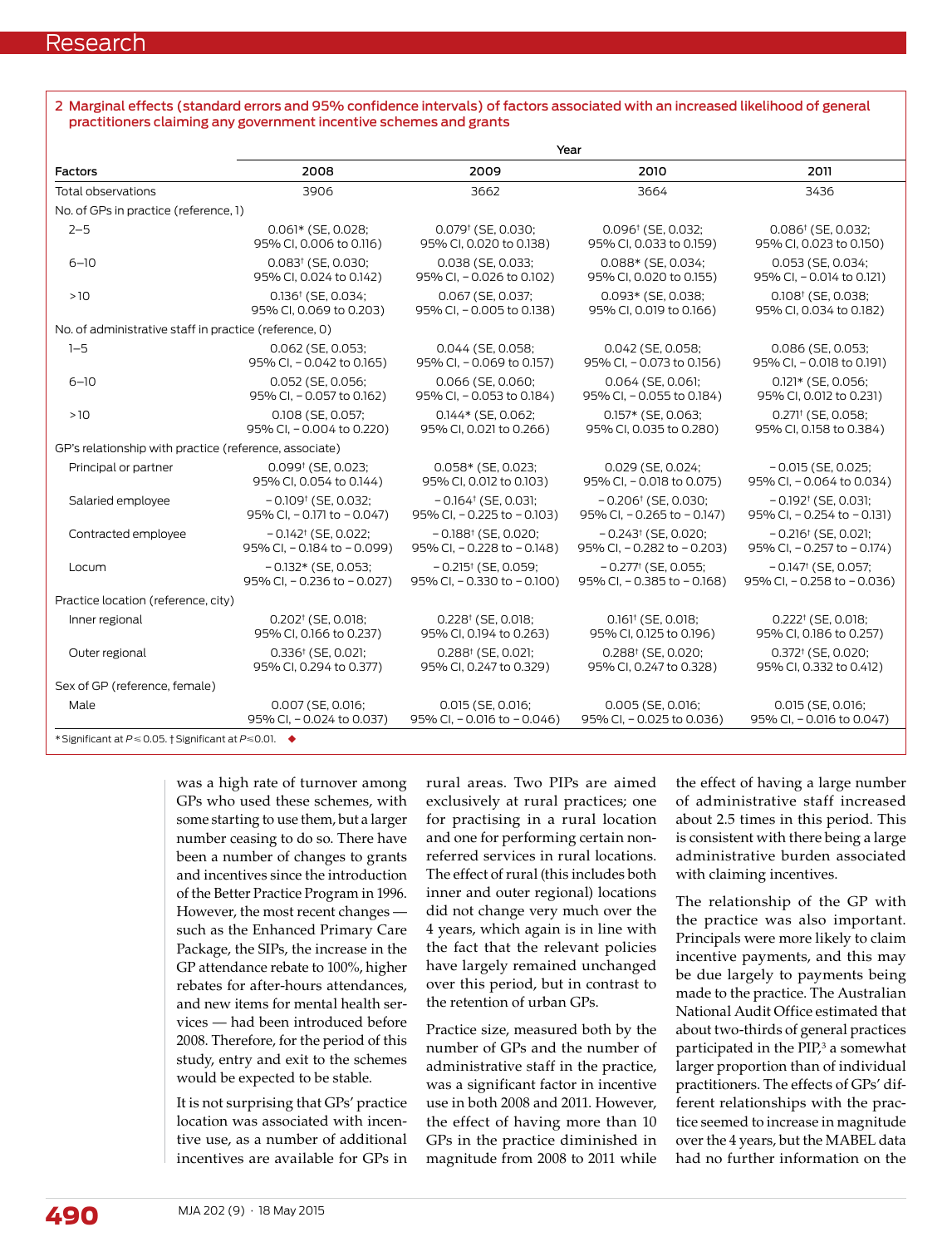**2 Marginal effects (standard errors and 95% confidence intervals) of factors associated with an increased likelihood of general practitioners claiming any government incentive schemes and grants**

| Factors | Year | | | |
|---|---|---|---|---|
| | 2008 | 2009 | 2010 | 2011 |
| Total observations | 3906 | 3662 | 3664 | 3436 |
| No. of GPs in practice (reference, 1) | | | | |
| 2–5 | 0.061* (SE, 0.028; 95% CI, 0.006 to 0.116) | 0.079† (SE, 0.030; 95% CI, 0.020 to 0.138) | 0.096† (SE, 0.032; 95% CI, 0.033 to 0.159) | 0.086† (SE, 0.032; 95% CI, 0.023 to 0.150) |
| 6–10 | 0.083† (SE, 0.030; 95% CI, 0.024 to 0.142) | 0.038 (SE, 0.033; 95% CI, − 0.026 to 0.102) | 0.088* (SE, 0.034; 95% CI, 0.020 to 0.155) | 0.053 (SE, 0.034; 95% CI, − 0.014 to 0.121) |
| >10 | 0.136† (SE, 0.034; 95% CI, 0.069 to 0.203) | 0.067 (SE, 0.037; 95% CI, − 0.005 to 0.138) | 0.093* (SE, 0.038; 95% CI, 0.019 to 0.166) | 0.108† (SE, 0.038; 95% CI, 0.034 to 0.182) |
| No. of administrative staff in practice (reference, 0) | | | | |
| 1–5 | 0.062 (SE, 0.053; 95% CI, − 0.042 to 0.165) | 0.044 (SE, 0.058; 95% CI, − 0.069 to 0.157) | 0.042 (SE, 0.058; 95% CI, − 0.073 to 0.156) | 0.086 (SE, 0.053; 95% CI, − 0.018 to 0.191) |
| 6–10 | 0.052 (SE, 0.056; 95% CI, − 0.057 to 0.162) | 0.066 (SE, 0.060; 95% CI, − 0.053 to 0.184) | 0.064 (SE, 0.061; 95% CI, − 0.055 to 0.184) | 0.121* (SE, 0.056; 95% CI, 0.012 to 0.231) |
| >10 | 0.108 (SE, 0.057; 95% CI, − 0.004 to 0.220) | 0.144* (SE, 0.062; 95% CI, 0.021 to 0.266) | 0.157* (SE, 0.063; 95% CI, 0.035 to 0.280) | 0.271† (SE, 0.058; 95% CI, 0.158 to 0.384) |
| GP's relationship with practice (reference, associate) | | | | |
| Principal or partner | 0.099† (SE, 0.023; 95% CI, 0.054 to 0.144) | 0.058* (SE, 0.023; 95% CI, 0.012 to 0.103) | 0.029 (SE, 0.024; 95% CI, − 0.018 to 0.075) | − 0.015 (SE, 0.025; 95% CI, − 0.064 to 0.034) |
| Salaried employee | − 0.109† (SE, 0.032; 95% CI, − 0.171 to − 0.047) | − 0.164† (SE, 0.031; 95% CI, − 0.225 to − 0.103) | − 0.206† (SE, 0.030; 95% CI, − 0.265 to − 0.147) | − 0.192† (SE, 0.031; 95% CI, − 0.254 to − 0.131) |
| Contracted employee | − 0.142† (SE, 0.022; 95% CI, − 0.184 to − 0.099) | − 0.188† (SE, 0.020; 95% CI, − 0.228 to − 0.148) | − 0.243† (SE, 0.020; 95% CI, − 0.282 to − 0.203) | − 0.216† (SE, 0.021; 95% CI, − 0.257 to − 0.174) |
| Locum | − 0.132* (SE, 0.053; 95% CI, − 0.236 to − 0.027) | − 0.215† (SE, 0.059; 95% CI, − 0.330 to − 0.100) | − 0.277† (SE, 0.055; 95% CI, − 0.385 to − 0.168) | − 0.147† (SE, 0.057; 95% CI, − 0.258 to − 0.036) |
| Practice location (reference, city) | | | | |
| Inner regional | 0.202† (SE, 0.018; 95% CI, 0.166 to 0.237) | 0.228† (SE, 0.018; 95% CI, 0.194 to 0.263) | 0.161† (SE, 0.018; 95% CI, 0.125 to 0.196) | 0.222† (SE, 0.018; 95% CI, 0.186 to 0.257) |
| Outer regional | 0.336† (SE, 0.021; 95% CI, 0.294 to 0.377) | 0.288† (SE, 0.021; 95% CI, 0.247 to 0.329) | 0.288† (SE, 0.020; 95% CI, 0.247 to 0.328) | 0.372† (SE, 0.020; 95% CI, 0.332 to 0.412) |
| Sex of GP (reference, female) | | | | |
| Male | 0.007 (SE, 0.016; 95% CI, − 0.024 to 0.037) | 0.015 (SE, 0.016; 95% CI, − 0.016 to − 0.046) | 0.005 (SE, 0.016; 95% CI, − 0.025 to 0.036) | 0.015 (SE, 0.016; 95% CI, − 0.016 to 0.047) |

\* Significant at $P \leq 0.05$. † Significant at $P \leq 0.01$. ◆

was a high rate of turnover among GPs who used these schemes, with some starting to use them, but a larger number ceasing to do so. There have been a number of changes to grants and incentives since the introduction of the Better Practice Program in 1996. However, the most recent changes — such as the Enhanced Primary Care Package, the SIPs, the increase in the GP attendance rebate to 100%, higher rebates for after-hours attendances, and new items for mental health services — had been introduced before 2008. Therefore, for the period of this study, entry and exit to the schemes would be expected to be stable.

It is not surprising that GPs' practice location was associated with incentive use, as a number of additional incentives are available for GPs in rural areas. Two PIPs are aimed exclusively at rural practices; one for practising in a rural location and one for performing certain non-referred services in rural locations. The effect of rural (this includes both inner and outer regional) locations did not change very much over the 4 years, which again is in line with the fact that the relevant policies have largely remained unchanged over this period, but in contrast to the retention of urban GPs.

Practice size, measured both by the number of GPs and the number of administrative staff in the practice, was a significant factor in incentive use in both 2008 and 2011. However, the effect of having more than 10 GPs in the practice diminished in magnitude from 2008 to 2011 while the effect of having a large number of administrative staff increased about 2.5 times in this period. This is consistent with there being a large administrative burden associated with claiming incentives.

The relationship of the GP with the practice was also important. Principals were more likely to claim incentive payments, and this may be due largely to payments being made to the practice. The Australian National Audit Office estimated that about two-thirds of general practices participated in the PIP,[3] a somewhat larger proportion than of individual practitioners. The effects of GPs' different relationships with the practice seemed to increase in magnitude over the 4 years, but the MABEL data had no further information on the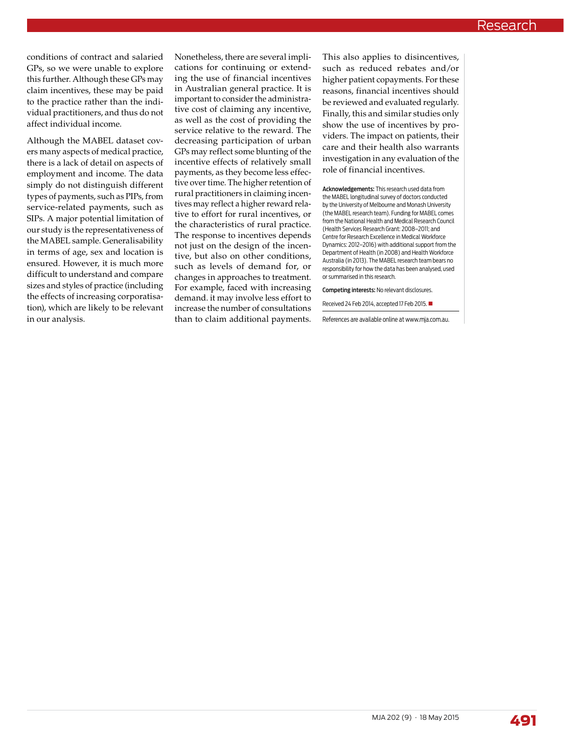conditions of contract and salaried GPs, so we were unable to explore this further. Although these GPs may claim incentives, these may be paid to the practice rather than the individual practitioners, and thus do not affect individual income.

Although the MABEL dataset covers many aspects of medical practice, there is a lack of detail on aspects of employment and income. The data simply do not distinguish different types of payments, such as PIPs, from service-related payments, such as SIPs. A major potential limitation of our study is the representativeness of the MABEL sample. Generalisability in terms of age, sex and location is ensured. However, it is much more difficult to understand and compare sizes and styles of practice (including the effects of increasing corporatisation), which are likely to be relevant in our analysis.

Nonetheless, there are several implications for continuing or extending the use of financial incentives in Australian general practice. It is important to consider the administrative cost of claiming any incentive, as well as the cost of providing the service relative to the reward. The decreasing participation of urban GPs may reflect some blunting of the incentive effects of relatively small payments, as they become less effective over time. The higher retention of rural practitioners in claiming incentives may reflect a higher reward relative to effort for rural incentives, or the characteristics of rural practice. The response to incentives depends not just on the design of the incentive, but also on other conditions, such as levels of demand for, or changes in approaches to treatment. For example, faced with increasing demand. it may involve less effort to increase the number of consultations than to claim additional payments. This also applies to disincentives, such as reduced rebates and/or higher patient copayments. For these reasons, financial incentives should be reviewed and evaluated regularly. Finally, this and similar studies only show the use of incentives by providers. The impact on patients, their care and their health also warrants investigation in any evaluation of the role of financial incentives.

**Acknowledgements:** This research used data from the MABEL longitudinal survey of doctors conducted by the University of Melbourne and Monash University (the MABEL research team). Funding for MABEL comes from the National Health and Medical Research Council (Health Services Research Grant: 2008–2011; and Centre for Research Excellence in Medical Workforce Dynamics: 2012–2016) with additional support from the Department of Health (in 2008) and Health Workforce Australia (in 2013). The MABEL research team bears no responsibility for how the data has been analysed, used or summarised in this research.

**Competing interests:** No relevant disclosures.

Received 24 Feb 2014, accepted 17 Feb 2015. ■

References are available online at www.mja.com.au.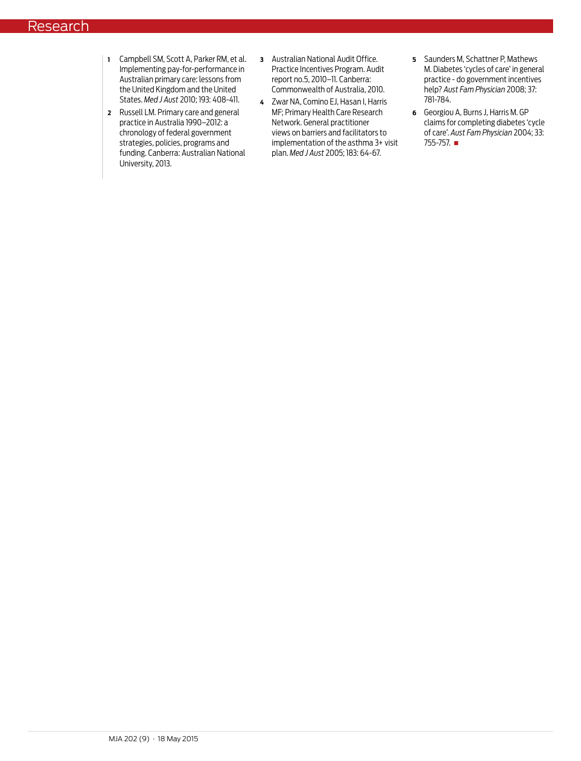1. Campbell SM, Scott A, Parker RM, et al. Implementing pay-for-performance in Australian primary care: lessons from the United Kingdom and the United States. *Med J Aust* 2010; 193: 408-411.
2. Russell LM. Primary care and general practice in Australia 1990–2012: a chronology of federal government strategies, policies, programs and funding. Canberra: Australian National University, 2013.
3. Australian National Audit Office. Practice Incentives Program. Audit report no.5, 2010–11. Canberra: Commonwealth of Australia, 2010.
4. Zwar NA, Comino EJ, Hasan I, Harris MF; Primary Health Care Research Network. General practitioner views on barriers and facilitators to implementation of the asthma 3+ visit plan. *Med J Aust* 2005; 183: 64-67.
5. Saunders M, Schattner P, Mathews M. Diabetes 'cycles of care' in general practice - do government incentives help? *Aust Fam Physician* 2008; 37: 781-784.
6. Georgiou A, Burns J, Harris M. GP claims for completing diabetes 'cycle of care'. *Aust Fam Physician* 2004; 33: 755-757. ■